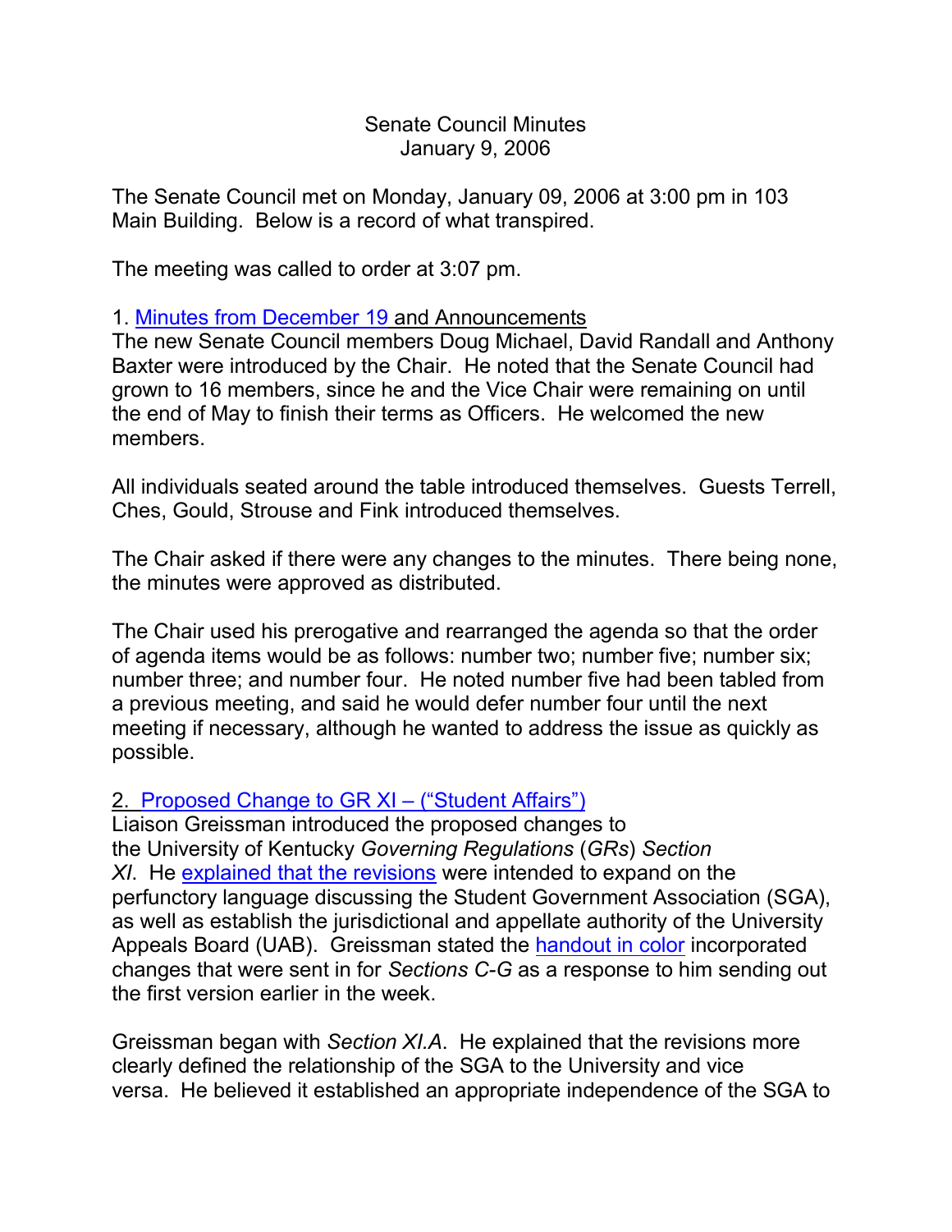# Senate Council Minutes
## January 9, 2006

The Senate Council met on Monday, January 09, 2006 at 3:00 pm in 103 Main Building. Below is a record of what transpired.

The meeting was called to order at 3:07 pm.

1. Minutes from December 19 and Announcements

The new Senate Council members Doug Michael, David Randall and Anthony Baxter were introduced by the Chair. He noted that the Senate Council had grown to 16 members, since he and the Vice Chair were remaining on until the end of May to finish their terms as Officers. He welcomed the new members.

All individuals seated around the table introduced themselves. Guests Terrell, Ches, Gould, Strouse and Fink introduced themselves.

The Chair asked if there were any changes to the minutes. There being none, the minutes were approved as distributed.

The Chair used his prerogative and rearranged the agenda so that the order of agenda items would be as follows: number two; number five; number six; number three; and number four. He noted number five had been tabled from a previous meeting, and said he would defer number four until the next meeting if necessary, although he wanted to address the issue as quickly as possible.

2. Proposed Change to GR XI – ("Student Affairs")

Liaison Greissman introduced the proposed changes to the University of Kentucky *Governing Regulations* (*GRs*) *Section XI*. He explained that the revisions were intended to expand on the perfunctory language discussing the Student Government Association (SGA), as well as establish the jurisdictional and appellate authority of the University Appeals Board (UAB). Greissman stated the handout in color incorporated changes that were sent in for *Sections C-G* as a response to him sending out the first version earlier in the week.

Greissman began with *Section XI.A*. He explained that the revisions more clearly defined the relationship of the SGA to the University and vice versa. He believed it established an appropriate independence of the SGA to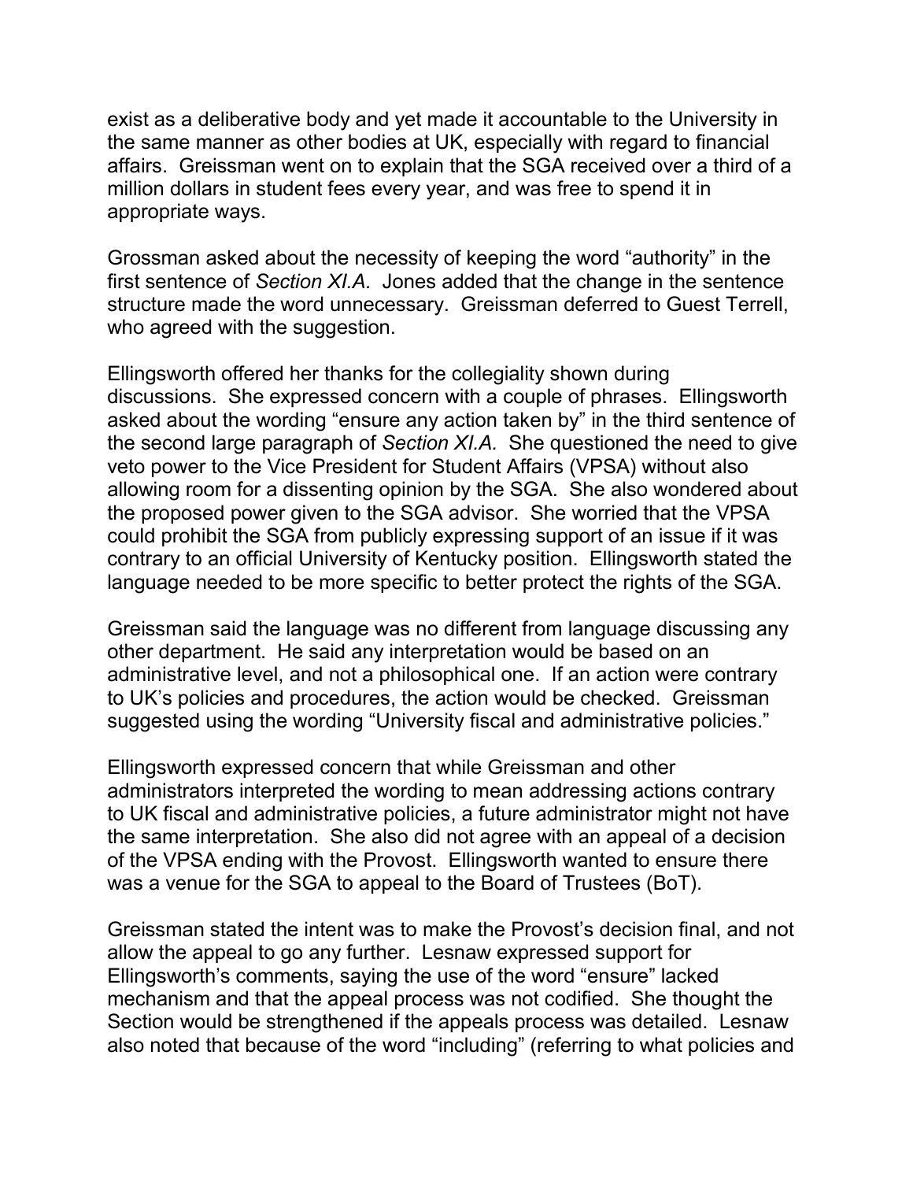exist as a deliberative body and yet made it accountable to the University in the same manner as other bodies at UK, especially with regard to financial affairs. Greissman went on to explain that the SGA received over a third of a million dollars in student fees every year, and was free to spend it in appropriate ways.

Grossman asked about the necessity of keeping the word "authority" in the first sentence of *Section XI.A.* Jones added that the change in the sentence structure made the word unnecessary. Greissman deferred to Guest Terrell, who agreed with the suggestion.

Ellingsworth offered her thanks for the collegiality shown during discussions. She expressed concern with a couple of phrases. Ellingsworth asked about the wording "ensure any action taken by" in the third sentence of the second large paragraph of *Section XI.A.* She questioned the need to give veto power to the Vice President for Student Affairs (VPSA) without also allowing room for a dissenting opinion by the SGA. She also wondered about the proposed power given to the SGA advisor. She worried that the VPSA could prohibit the SGA from publicly expressing support of an issue if it was contrary to an official University of Kentucky position. Ellingsworth stated the language needed to be more specific to better protect the rights of the SGA.

Greissman said the language was no different from language discussing any other department. He said any interpretation would be based on an administrative level, and not a philosophical one. If an action were contrary to UK's policies and procedures, the action would be checked. Greissman suggested using the wording "University fiscal and administrative policies."

Ellingsworth expressed concern that while Greissman and other administrators interpreted the wording to mean addressing actions contrary to UK fiscal and administrative policies, a future administrator might not have the same interpretation. She also did not agree with an appeal of a decision of the VPSA ending with the Provost. Ellingsworth wanted to ensure there was a venue for the SGA to appeal to the Board of Trustees (BoT).

Greissman stated the intent was to make the Provost's decision final, and not allow the appeal to go any further. Lesnaw expressed support for Ellingsworth's comments, saying the use of the word "ensure" lacked mechanism and that the appeal process was not codified. She thought the Section would be strengthened if the appeals process was detailed. Lesnaw also noted that because of the word "including" (referring to what policies and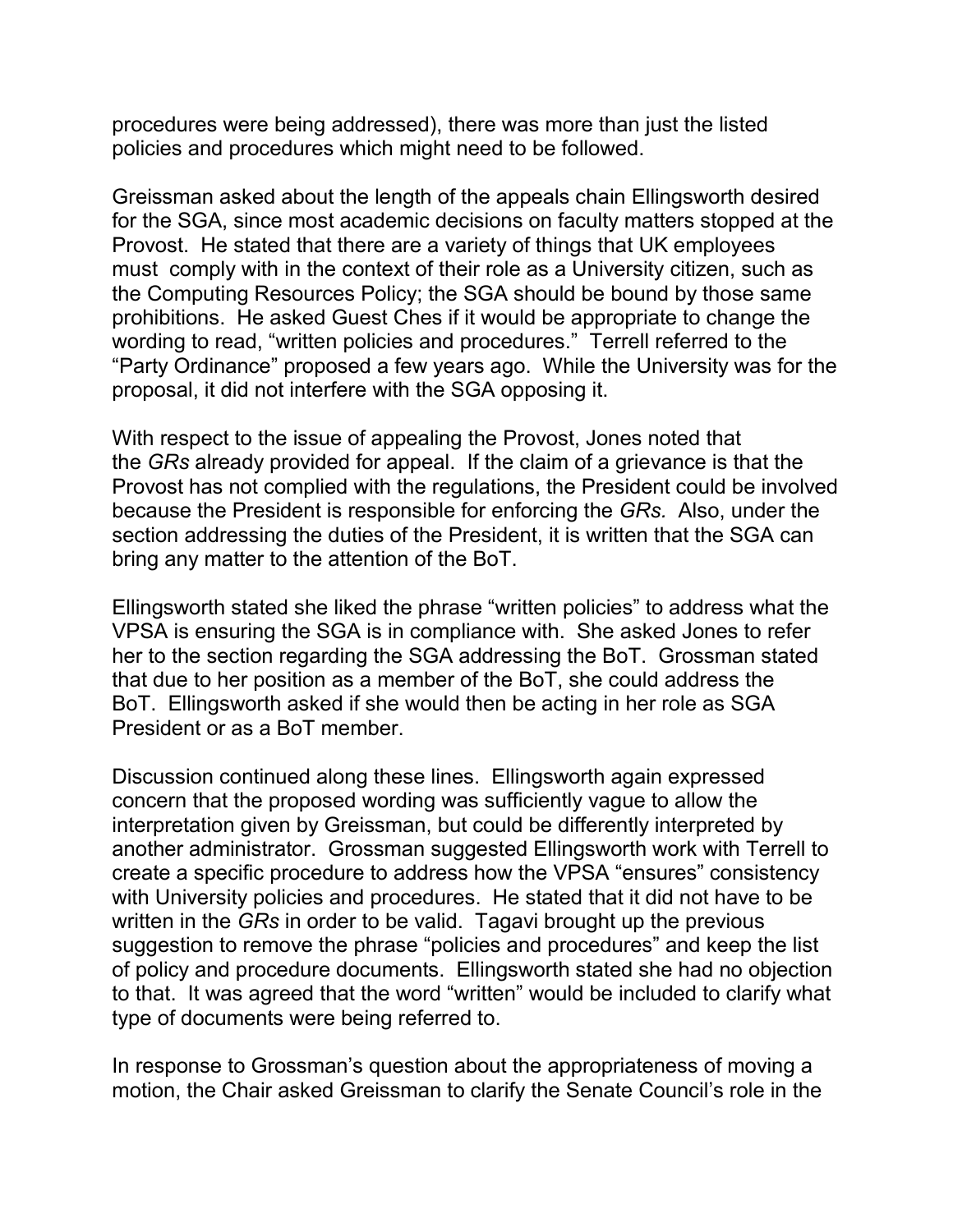procedures were being addressed), there was more than just the listed policies and procedures which might need to be followed.

Greissman asked about the length of the appeals chain Ellingsworth desired for the SGA, since most academic decisions on faculty matters stopped at the Provost. He stated that there are a variety of things that UK employees must comply with in the context of their role as a University citizen, such as the Computing Resources Policy; the SGA should be bound by those same prohibitions. He asked Guest Ches if it would be appropriate to change the wording to read, "written policies and procedures." Terrell referred to the "Party Ordinance" proposed a few years ago. While the University was for the proposal, it did not interfere with the SGA opposing it.

With respect to the issue of appealing the Provost, Jones noted that the *GRs* already provided for appeal. If the claim of a grievance is that the Provost has not complied with the regulations, the President could be involved because the President is responsible for enforcing the *GRs.* Also, under the section addressing the duties of the President, it is written that the SGA can bring any matter to the attention of the BoT.

Ellingsworth stated she liked the phrase "written policies" to address what the VPSA is ensuring the SGA is in compliance with. She asked Jones to refer her to the section regarding the SGA addressing the BoT. Grossman stated that due to her position as a member of the BoT, she could address the BoT. Ellingsworth asked if she would then be acting in her role as SGA President or as a BoT member.

Discussion continued along these lines. Ellingsworth again expressed concern that the proposed wording was sufficiently vague to allow the interpretation given by Greissman, but could be differently interpreted by another administrator. Grossman suggested Ellingsworth work with Terrell to create a specific procedure to address how the VPSA "ensures" consistency with University policies and procedures. He stated that it did not have to be written in the *GRs* in order to be valid. Tagavi brought up the previous suggestion to remove the phrase "policies and procedures" and keep the list of policy and procedure documents. Ellingsworth stated she had no objection to that. It was agreed that the word "written" would be included to clarify what type of documents were being referred to.

In response to Grossman's question about the appropriateness of moving a motion, the Chair asked Greissman to clarify the Senate Council's role in the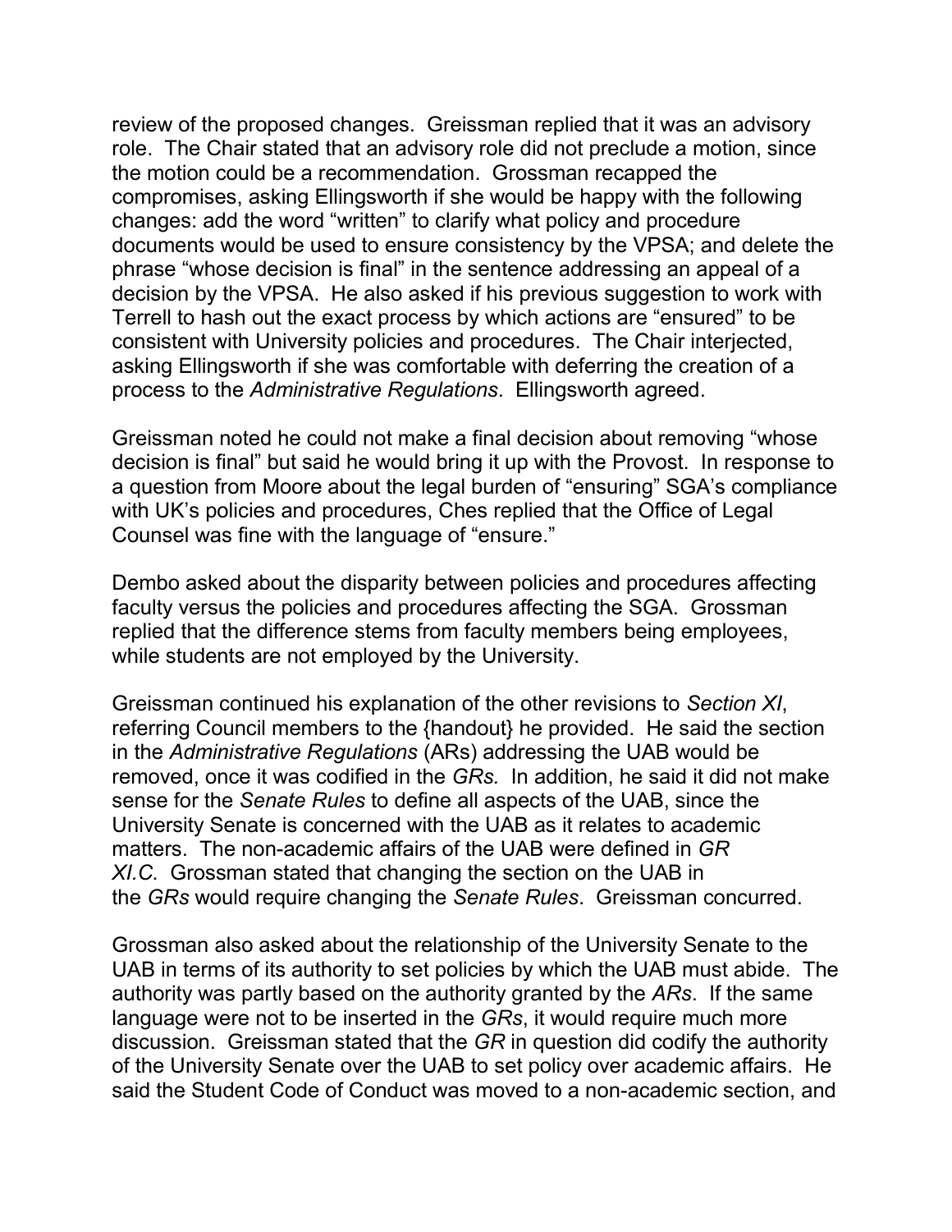review of the proposed changes. Greissman replied that it was an advisory role. The Chair stated that an advisory role did not preclude a motion, since the motion could be a recommendation. Grossman recapped the compromises, asking Ellingsworth if she would be happy with the following changes: add the word "written" to clarify what policy and procedure documents would be used to ensure consistency by the VPSA; and delete the phrase "whose decision is final" in the sentence addressing an appeal of a decision by the VPSA. He also asked if his previous suggestion to work with Terrell to hash out the exact process by which actions are "ensured" to be consistent with University policies and procedures. The Chair interjected, asking Ellingsworth if she was comfortable with deferring the creation of a process to the *Administrative Regulations*. Ellingsworth agreed.

Greissman noted he could not make a final decision about removing "whose decision is final" but said he would bring it up with the Provost. In response to a question from Moore about the legal burden of "ensuring" SGA's compliance with UK's policies and procedures, Ches replied that the Office of Legal Counsel was fine with the language of "ensure."

Dembo asked about the disparity between policies and procedures affecting faculty versus the policies and procedures affecting the SGA. Grossman replied that the difference stems from faculty members being employees, while students are not employed by the University.

Greissman continued his explanation of the other revisions to *Section XI*, referring Council members to the {handout} he provided. He said the section in the *Administrative Regulations* (ARs) addressing the UAB would be removed, once it was codified in the *GRs.* In addition, he said it did not make sense for the *Senate Rules* to define all aspects of the UAB, since the University Senate is concerned with the UAB as it relates to academic matters. The non-academic affairs of the UAB were defined in *GR XI.C.* Grossman stated that changing the section on the UAB in the *GRs* would require changing the *Senate Rules*. Greissman concurred.

Grossman also asked about the relationship of the University Senate to the UAB in terms of its authority to set policies by which the UAB must abide. The authority was partly based on the authority granted by the *ARs*. If the same language were not to be inserted in the *GRs*, it would require much more discussion. Greissman stated that the *GR* in question did codify the authority of the University Senate over the UAB to set policy over academic affairs. He said the Student Code of Conduct was moved to a non-academic section, and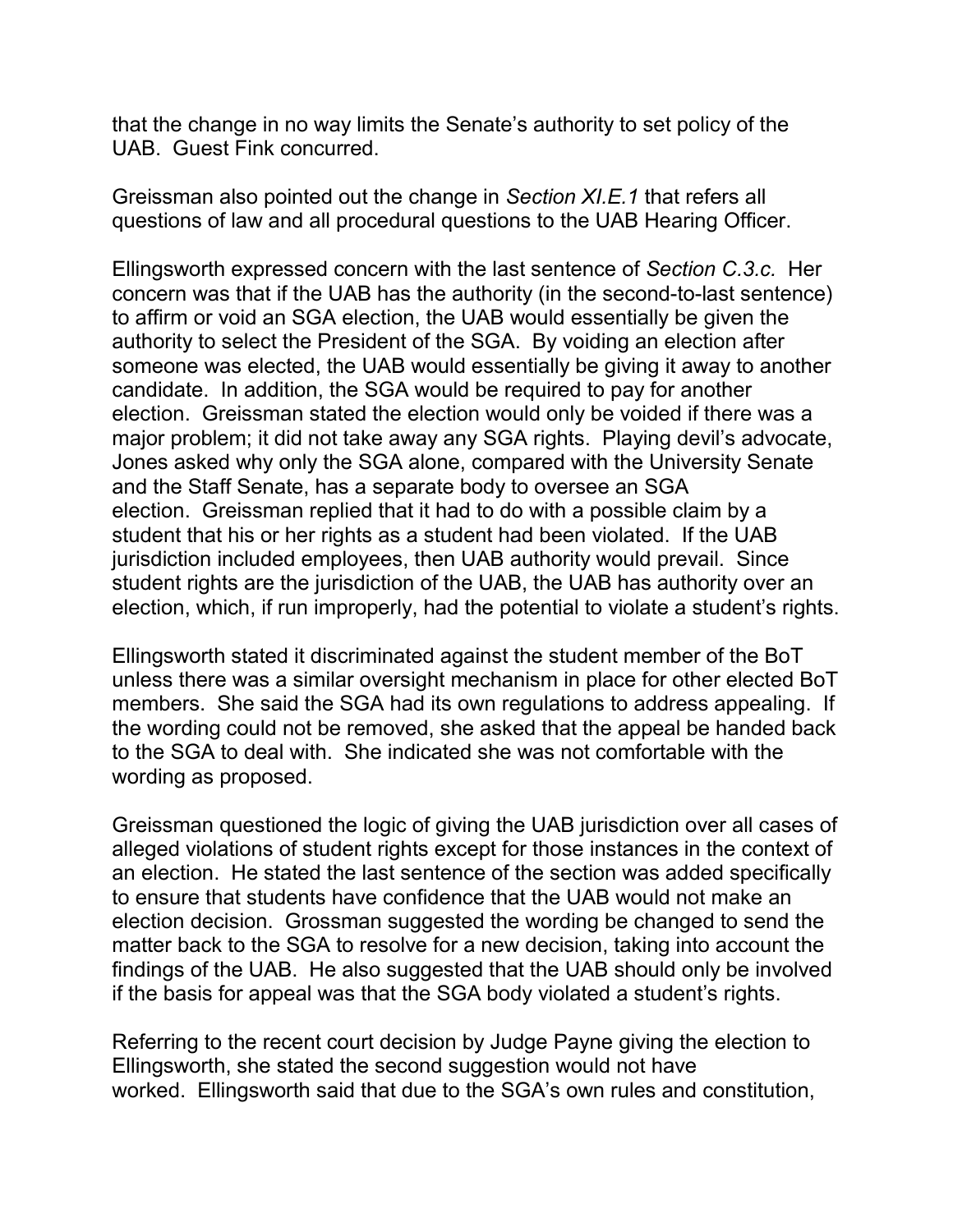that the change in no way limits the Senate's authority to set policy of the UAB. Guest Fink concurred.

Greissman also pointed out the change in *Section XI.E.1* that refers all questions of law and all procedural questions to the UAB Hearing Officer.

Ellingsworth expressed concern with the last sentence of *Section C.3.c.* Her concern was that if the UAB has the authority (in the second-to-last sentence) to affirm or void an SGA election, the UAB would essentially be given the authority to select the President of the SGA. By voiding an election after someone was elected, the UAB would essentially be giving it away to another candidate. In addition, the SGA would be required to pay for another election. Greissman stated the election would only be voided if there was a major problem; it did not take away any SGA rights. Playing devil's advocate, Jones asked why only the SGA alone, compared with the University Senate and the Staff Senate, has a separate body to oversee an SGA election. Greissman replied that it had to do with a possible claim by a student that his or her rights as a student had been violated. If the UAB jurisdiction included employees, then UAB authority would prevail. Since student rights are the jurisdiction of the UAB, the UAB has authority over an election, which, if run improperly, had the potential to violate a student's rights.

Ellingsworth stated it discriminated against the student member of the BoT unless there was a similar oversight mechanism in place for other elected BoT members. She said the SGA had its own regulations to address appealing. If the wording could not be removed, she asked that the appeal be handed back to the SGA to deal with. She indicated she was not comfortable with the wording as proposed.

Greissman questioned the logic of giving the UAB jurisdiction over all cases of alleged violations of student rights except for those instances in the context of an election. He stated the last sentence of the section was added specifically to ensure that students have confidence that the UAB would not make an election decision. Grossman suggested the wording be changed to send the matter back to the SGA to resolve for a new decision, taking into account the findings of the UAB. He also suggested that the UAB should only be involved if the basis for appeal was that the SGA body violated a student's rights.

Referring to the recent court decision by Judge Payne giving the election to Ellingsworth, she stated the second suggestion would not have worked. Ellingsworth said that due to the SGA's own rules and constitution,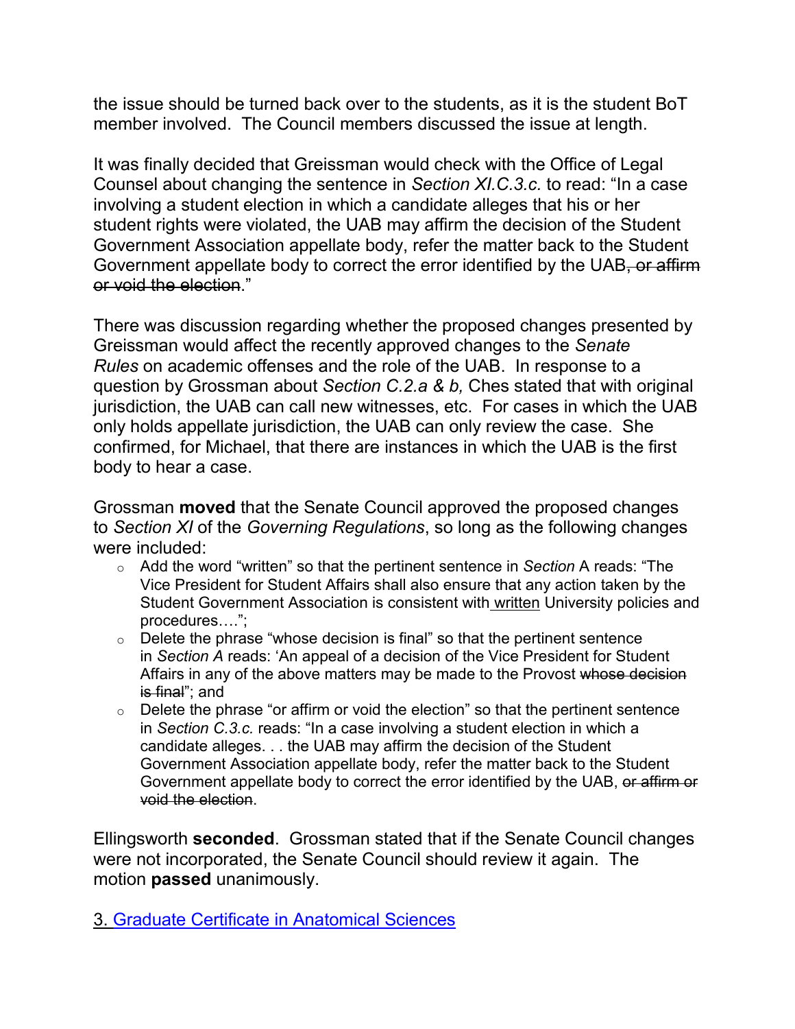the issue should be turned back over to the students, as it is the student BoT member involved. The Council members discussed the issue at length.

It was finally decided that Greissman would check with the Office of Legal Counsel about changing the sentence in *Section XI.C.3.c.* to read: "In a case involving a student election in which a candidate alleges that his or her student rights were violated, the UAB may affirm the decision of the Student Government Association appellate body, refer the matter back to the Student Government appellate body to correct the error identified by the UAB~~, or affirm or void the election~~."

There was discussion regarding whether the proposed changes presented by Greissman would affect the recently approved changes to the *Senate Rules* on academic offenses and the role of the UAB. In response to a question by Grossman about *Section C.2.a & b,* Ches stated that with original jurisdiction, the UAB can call new witnesses, etc. For cases in which the UAB only holds appellate jurisdiction, the UAB can only review the case. She confirmed, for Michael, that there are instances in which the UAB is the first body to hear a case.

Grossman **moved** that the Senate Council approved the proposed changes to *Section XI* of the *Governing Regulations*, so long as the following changes were included:

- Add the word "written" so that the pertinent sentence in *Section* A reads: "The Vice President for Student Affairs shall also ensure that any action taken by the Student Government Association is consistent with written University policies and procedures….";
- Delete the phrase "whose decision is final" so that the pertinent sentence in *Section A* reads: 'An appeal of a decision of the Vice President for Student Affairs in any of the above matters may be made to the Provost ~~whose decision is final~~"; and
- Delete the phrase "or affirm or void the election" so that the pertinent sentence in *Section C.3.c.* reads: "In a case involving a student election in which a candidate alleges. . . the UAB may affirm the decision of the Student Government Association appellate body, refer the matter back to the Student Government appellate body to correct the error identified by the UAB, ~~or affirm or void the election~~.

Ellingsworth **seconded**. Grossman stated that if the Senate Council changes were not incorporated, the Senate Council should review it again. The motion **passed** unanimously.

3. Graduate Certificate in Anatomical Sciences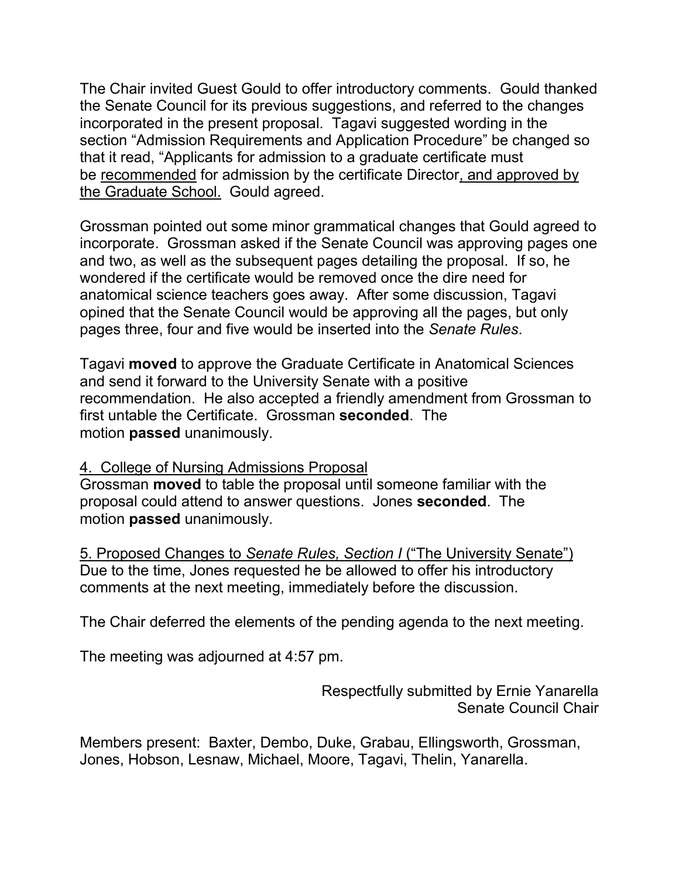The Chair invited Guest Gould to offer introductory comments. Gould thanked the Senate Council for its previous suggestions, and referred to the changes incorporated in the present proposal. Tagavi suggested wording in the section "Admission Requirements and Application Procedure" be changed so that it read, "Applicants for admission to a graduate certificate must be <u>recommended</u> for admission by the certificate Director<u>, and approved by the Graduate School.</u> Gould agreed.

Grossman pointed out some minor grammatical changes that Gould agreed to incorporate. Grossman asked if the Senate Council was approving pages one and two, as well as the subsequent pages detailing the proposal. If so, he wondered if the certificate would be removed once the dire need for anatomical science teachers goes away. After some discussion, Tagavi opined that the Senate Council would be approving all the pages, but only pages three, four and five would be inserted into the *Senate Rules*.

Tagavi **moved** to approve the Graduate Certificate in Anatomical Sciences and send it forward to the University Senate with a positive recommendation. He also accepted a friendly amendment from Grossman to first untable the Certificate. Grossman **seconded**. The motion **passed** unanimously.

<u>4. College of Nursing Admissions Proposal</u>

Grossman **moved** to table the proposal until someone familiar with the proposal could attend to answer questions. Jones **seconded**. The motion **passed** unanimously.

<u>5. Proposed Changes to *Senate Rules, Section I* ("The University Senate")</u>

Due to the time, Jones requested he be allowed to offer his introductory comments at the next meeting, immediately before the discussion.

The Chair deferred the elements of the pending agenda to the next meeting.

The meeting was adjourned at 4:57 pm.

Respectfully submitted by Ernie Yanarella
Senate Council Chair

Members present: Baxter, Dembo, Duke, Grabau, Ellingsworth, Grossman, Jones, Hobson, Lesnaw, Michael, Moore, Tagavi, Thelin, Yanarella.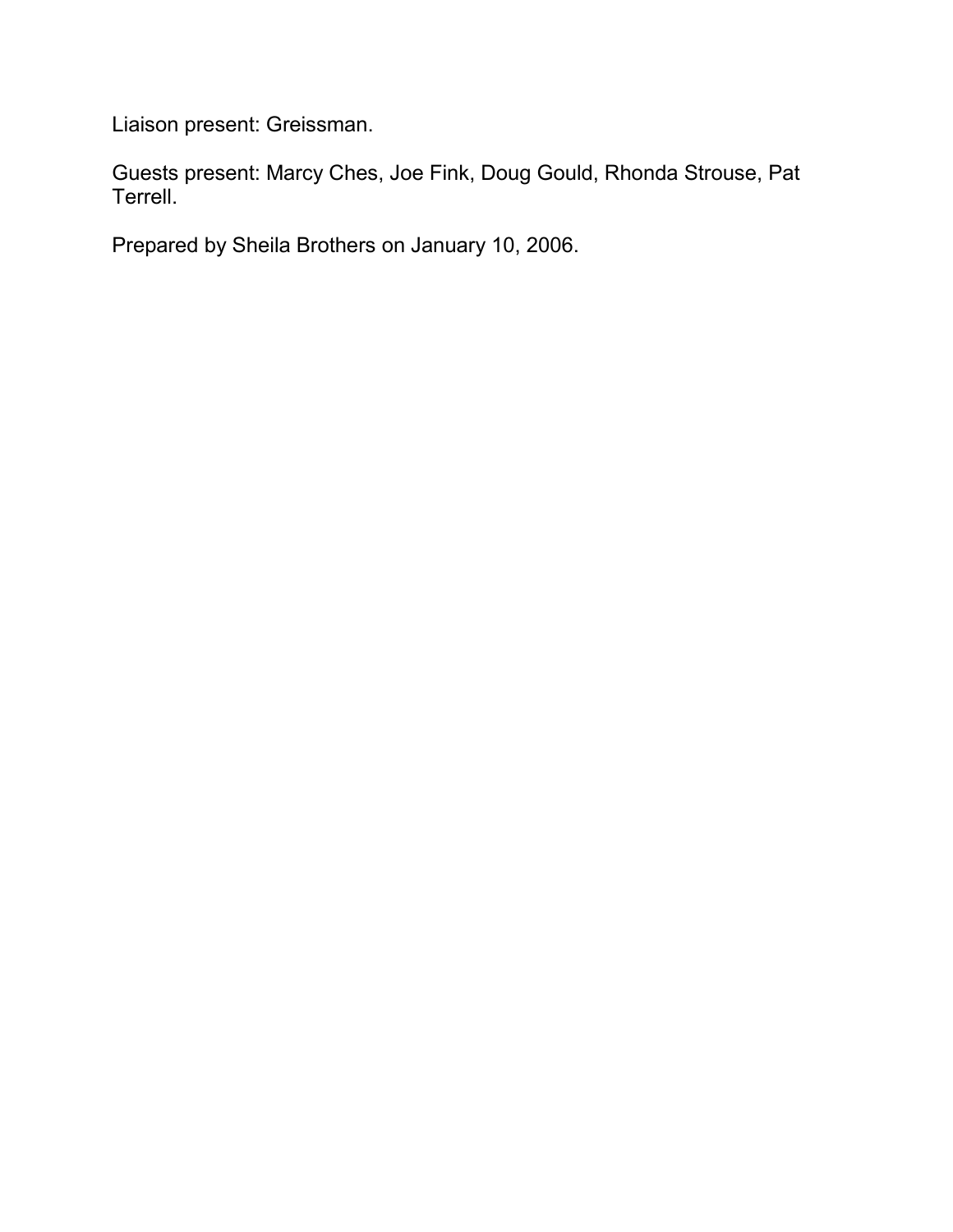Liaison present: Greissman.

Guests present: Marcy Ches, Joe Fink, Doug Gould, Rhonda Strouse, Pat Terrell.

Prepared by Sheila Brothers on January 10, 2006.